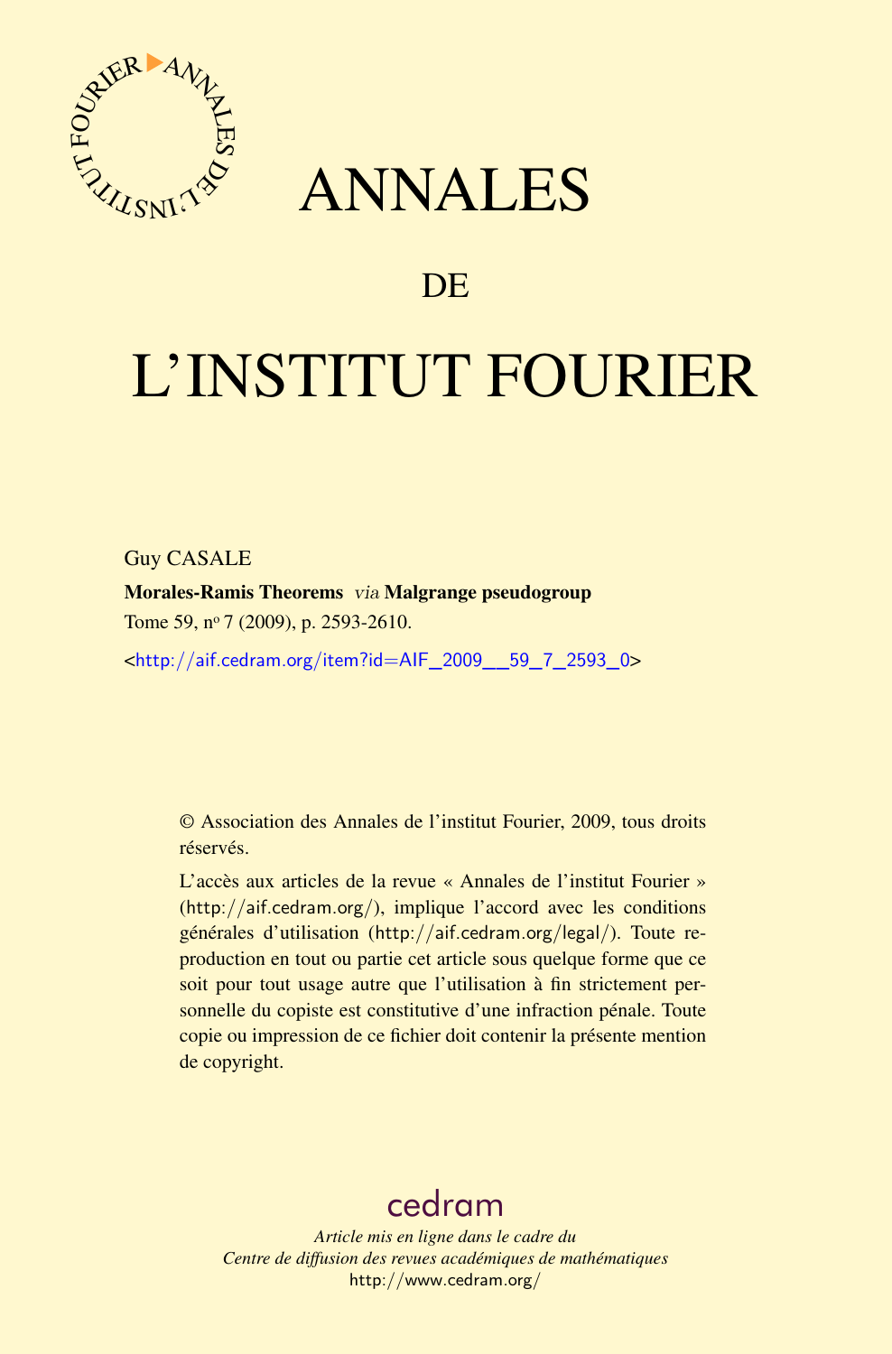# ANNALES

## DE

# L'INSTITUT FOURIER

Guy CASALE

**Morales-Ramis Theorems** *via* **Malgrange pseudogroup**

Tome 59, n° 7 (2009), p. 2593-2610.

<http://aif.cedram.org/item?id=AIF_2009__59_7_2593_0>

© Association des Annales de l'institut Fourier, 2009, tous droits réservés.

L'accès aux articles de la revue « Annales de l'institut Fourier » (http://aif.cedram.org/), implique l'accord avec les conditions générales d'utilisation (http://aif.cedram.org/legal/). Toute reproduction en tout ou partie cet article sous quelque forme que ce soit pour tout usage autre que l'utilisation à fin strictement personnelle du copiste est constitutive d'une infraction pénale. Toute copie ou impression de ce fichier doit contenir la présente mention de copyright.

cedram

*Article mis en ligne dans le cadre du*
*Centre de diffusion des revues académiques de mathématiques*
http://www.cedram.org/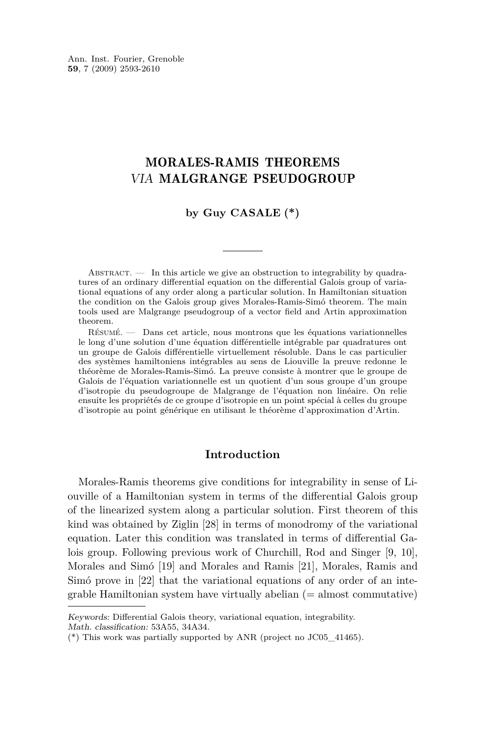# MORALES-RAMIS THEOREMS *VIA* MALGRANGE PSEUDOGROUP

**by Guy CASALE (\*)**

Abstract. — In this article we give an obstruction to integrability by quadratures of an ordinary differential equation on the differential Galois group of variational equations of any order along a particular solution. In Hamiltonian situation the condition on the Galois group gives Morales-Ramis-Simó theorem. The main tools used are Malgrange pseudogroup of a vector field and Artin approximation theorem.

Résumé. — Dans cet article, nous montrons que les équations variationnelles le long d'une solution d'une équation différentielle intégrable par quadratures ont un groupe de Galois différentielle virtuellement résoluble. Dans le cas particulier des systèmes hamiltoniens intégrables au sens de Liouville la preuve redonne le théorème de Morales-Ramis-Simó. La preuve consiste à montrer que le groupe de Galois de l'équation variationnelle est un quotient d'un sous groupe d'un groupe d'isotropie du pseudogroupe de Malgrange de l'équation non linéaire. On relie ensuite les propriétés de ce groupe d'isotropie en un point spécial à celles du groupe d'isotropie au point générique en utilisant le théorème d'approximation d'Artin.

## Introduction

Morales-Ramis theorems give conditions for integrability in sense of Liouville of a Hamiltonian system in terms of the differential Galois group of the linearized system along a particular solution. First theorem of this kind was obtained by Ziglin [28] in terms of monodromy of the variational equation. Later this condition was translated in terms of differential Galois group. Following previous work of Churchill, Rod and Singer [9, 10], Morales and Simó [19] and Morales and Ramis [21], Morales, Ramis and Simó prove in [22] that the variational equations of any order of an integrable Hamiltonian system have virtually abelian (= almost commutative)

---

*Keywords:* Differential Galois theory, variational equation, integrability.
*Math. classification:* 53A55, 34A34.
(\*) This work was partially supported by ANR (project no JC05_41465).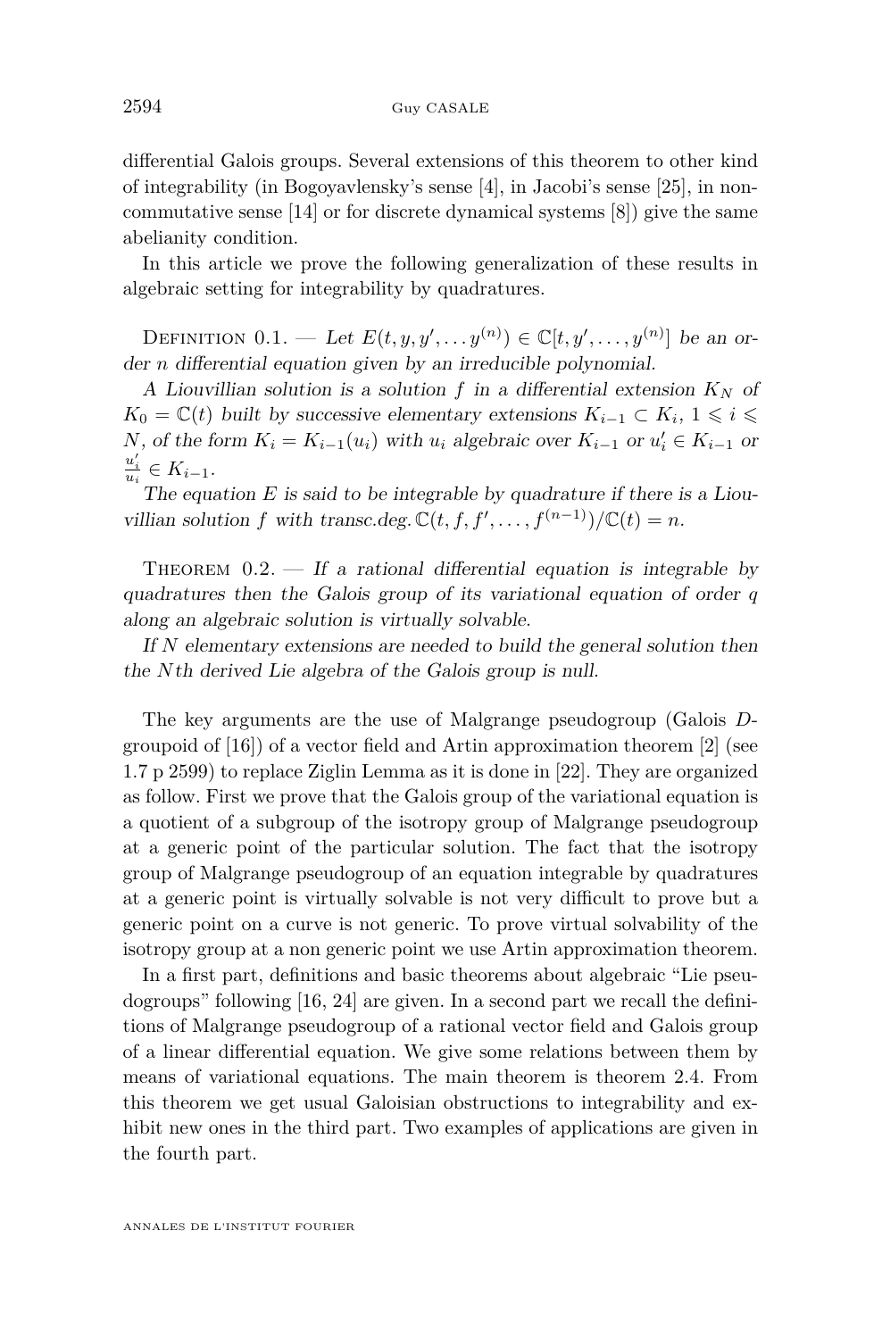differential Galois groups. Several extensions of this theorem to other kind of integrability (in Bogoyavlensky's sense [4], in Jacobi's sense [25], in noncommutative sense [14] or for discrete dynamical systems [8]) give the same abelianity condition.

In this article we prove the following generalization of these results in algebraic setting for integrability by quadratures.

Definition 0.1. — *Let $E(t, y, y', \dots y^{(n)}) \in \mathbb{C}[t, y', \dots, y^{(n)}]$ be an order $n$ differential equation given by an irreducible polynomial.*

*A Liouvillian solution is a solution $f$ in a differential extension $K_N$ of $K_0 = \mathbb{C}(t)$ built by successive elementary extensions $K_{i-1} \subset K_i$, $1 \leqslant i \leqslant N$, of the form $K_i = K_{i-1}(u_i)$ with $u_i$ algebraic over $K_{i-1}$ or $u_i' \in K_{i-1}$ or $\frac{u_i'}{u_i} \in K_{i-1}$.*

*The equation $E$ is said to be integrable by quadrature if there is a Liouvillian solution $f$ with transc.deg. $\mathbb{C}(t, f, f', \dots, f^{(n-1)})/\mathbb{C}(t) = n$.*

Theorem 0.2. — *If a rational differential equation is integrable by quadratures then the Galois group of its variational equation of order $q$ along an algebraic solution is virtually solvable.*

*If $N$ elementary extensions are needed to build the general solution then the $N$th derived Lie algebra of the Galois group is null.*

The key arguments are the use of Malgrange pseudogroup (Galois $D$-groupoid of [16]) of a vector field and Artin approximation theorem [2] (see 1.7 p 2599) to replace Ziglin Lemma as it is done in [22]. They are organized as follow. First we prove that the Galois group of the variational equation is a quotient of a subgroup of the isotropy group of Malgrange pseudogroup at a generic point of the particular solution. The fact that the isotropy group of Malgrange pseudogroup of an equation integrable by quadratures at a generic point is virtually solvable is not very difficult to prove but a generic point on a curve is not generic. To prove virtual solvability of the isotropy group at a non generic point we use Artin approximation theorem.

In a first part, definitions and basic theorems about algebraic "Lie pseudogroups" following [16, 24] are given. In a second part we recall the definitions of Malgrange pseudogroup of a rational vector field and Galois group of a linear differential equation. We give some relations between them by means of variational equations. The main theorem is theorem 2.4. From this theorem we get usual Galoisian obstructions to integrability and exhibit new ones in the third part. Two examples of applications are given in the fourth part.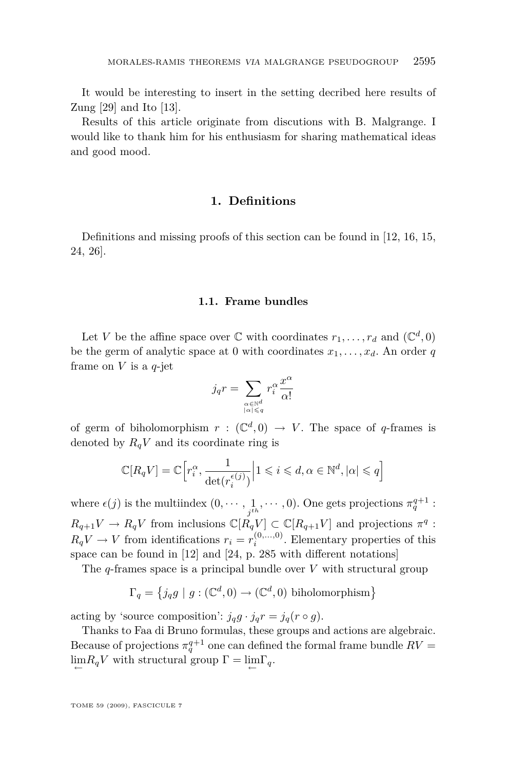It would be interesting to insert in the setting decribed here results of Zung [29] and Ito [13].

Results of this article originate from discutions with B. Malgrange. I would like to thank him for his enthusiasm for sharing mathematical ideas and good mood.

## 1. Definitions

Definitions and missing proofs of this section can be found in [12, 16, 15, 24, 26].

### 1.1. Frame bundles

Let $V$ be the affine space over $\mathbb{C}$ with coordinates $r_1, \ldots, r_d$ and $(\mathbb{C}^d, 0)$ be the germ of analytic space at 0 with coordinates $x_1, \ldots, x_d$. An order $q$ frame on $V$ is a $q$-jet

$$j_q r = \sum_{\substack{\alpha \in \mathbb{N}^d \\ |\alpha| \leqslant q}} r_i^\alpha \frac{x^\alpha}{\alpha!}$$

of germ of biholomorphism $r : (\mathbb{C}^d, 0) \to V$. The space of $q$-frames is denoted by $R_q V$ and its coordinate ring is

$$\mathbb{C}[R_q V] = \mathbb{C}\Big[r_i^\alpha, \frac{1}{\det(r_i^{\epsilon(j)})}\Big| 1 \leqslant i \leqslant d, \alpha \in \mathbb{N}^d, |\alpha| \leqslant q\Big]$$

where $\epsilon(j)$ is the multiindex $(0, \cdots, \underset{j^{th}}{1}, \cdots, 0)$. One gets projections $\pi_q^{q+1} : R_{q+1}V \to R_q V$ from inclusions $\mathbb{C}[R_q V] \subset \mathbb{C}[R_{q+1}V]$ and projections $\pi^q : R_q V \to V$ from identifications $r_i = r_i^{(0,\ldots,0)}$. Elementary properties of this space can be found in [12] and [24, p. 285 with different notations]

The $q$-frames space is a principal bundle over $V$ with structural group

$$\Gamma_q = \big\{ j_q g \mid g : (\mathbb{C}^d, 0) \to (\mathbb{C}^d, 0) \text{ biholomorphism} \big\}$$

acting by 'source composition': $j_q g \cdot j_q r = j_q(r \circ g)$.

Thanks to Faa di Bruno formulas, these groups and actions are algebraic. Because of projections $\pi_q^{q+1}$ one can defined the formal frame bundle $RV = \varprojlim R_q V$ with structural group $\Gamma = \varprojlim \Gamma_q$.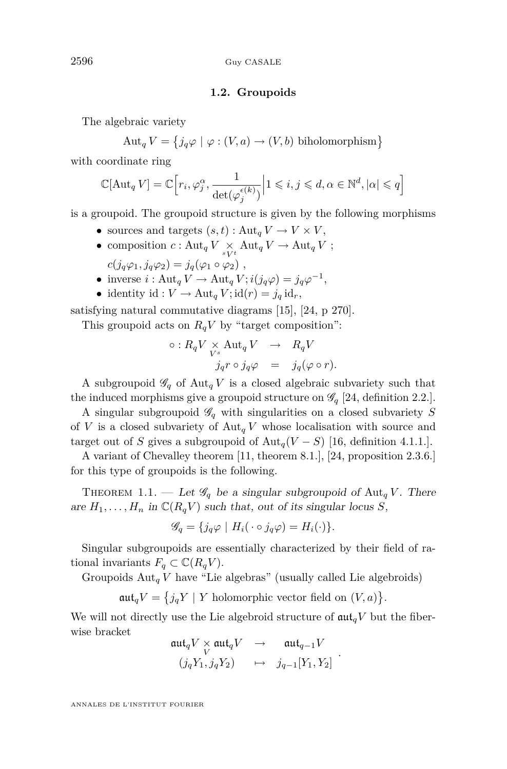### 1.2. Groupoids

The algebraic variety

$$\mathrm{Aut}_q V = \left\{ j_q \varphi \mid \varphi : (V,a) \to (V,b) \text{ biholomorphism} \right\}$$

with coordinate ring

$$\mathbb{C}[\mathrm{Aut}_q V] = \mathbb{C}\left[ r_i, \varphi_j^\alpha, \frac{1}{\det(\varphi_j^{\epsilon(k)})} \middle| 1 \leqslant i,j \leqslant d, \alpha \in \mathbb{N}^d, |\alpha| \leqslant q \right]$$

is a groupoid. The groupoid structure is given by the following morphisms

- sources and targets $(s,t) : \mathrm{Aut}_q V \to V \times V$,
- composition $c : \mathrm{Aut}_q V \underset{{}_sV^t}{\times} \mathrm{Aut}_q V \to \mathrm{Aut}_q V$ ;
  $c(j_q\varphi_1, j_q\varphi_2) = j_q(\varphi_1 \circ \varphi_2)$ ,
- inverse $i : \mathrm{Aut}_q V \to \mathrm{Aut}_q V; i(j_q\varphi) = j_q\varphi^{-1}$,
- identity $\mathrm{id} : V \to \mathrm{Aut}_q V; \mathrm{id}(r) = j_q \,\mathrm{id}_r$,

satisfying natural commutative diagrams [15], [24, p 270].

This groupoid acts on $R_qV$ by "target composition":

$$\begin{array}{rcl} \circ : R_qV \underset{V^s}{\times} \mathrm{Aut}_q V & \to & R_qV \\ j_q r \circ j_q \varphi & = & j_q(\varphi \circ r). \end{array}$$

A subgroupoid $\mathscr{G}_q$ of $\mathrm{Aut}_q V$ is a closed algebraic subvariety such that the induced morphisms give a groupoid structure on $\mathscr{G}_q$ [24, definition 2.2.].

A singular subgroupoid $\mathscr{G}_q$ with singularities on a closed subvariety $S$ of $V$ is a closed subvariety of $\mathrm{Aut}_q V$ whose localisation with source and target out of $S$ gives a subgroupoid of $\mathrm{Aut}_q(V - S)$ [16, definition 4.1.1.].

A variant of Chevalley theorem [11, theorem 8.1.], [24, proposition 2.3.6.] for this type of groupoids is the following.

Theorem 1.1. — *Let $\mathscr{G}_q$ be a singular subgroupoid of $\mathrm{Aut}_q V$. There are $H_1, \ldots, H_n$ in $\mathbb{C}(R_qV)$ such that, out of its singular locus $S$,*

$$\mathscr{G}_q = \{ j_q\varphi \mid H_i(\,\cdot \circ j_q\varphi) = H_i(\cdot) \}.$$

Singular subgroupoids are essentially characterized by their field of rational invariants $F_q \subset \mathbb{C}(R_qV)$.

Groupoids $\mathrm{Aut}_q V$ have "Lie algebras" (usually called Lie algebroids)

$$\mathfrak{aut}_q V = \left\{ j_q Y \mid Y \text{ holomorphic vector field on } (V,a) \right\}.$$

We will not directly use the Lie algebroid structure of $\mathfrak{aut}_q V$ but the fiber-wise bracket

$$\begin{array}{rcl} \mathfrak{aut}_q V \underset{V}{\times} \mathfrak{aut}_q V & \to & \mathfrak{aut}_{q-1} V \\ (j_qY_1, j_qY_2) & \mapsto & j_{q-1}[Y_1, Y_2] \end{array}.$$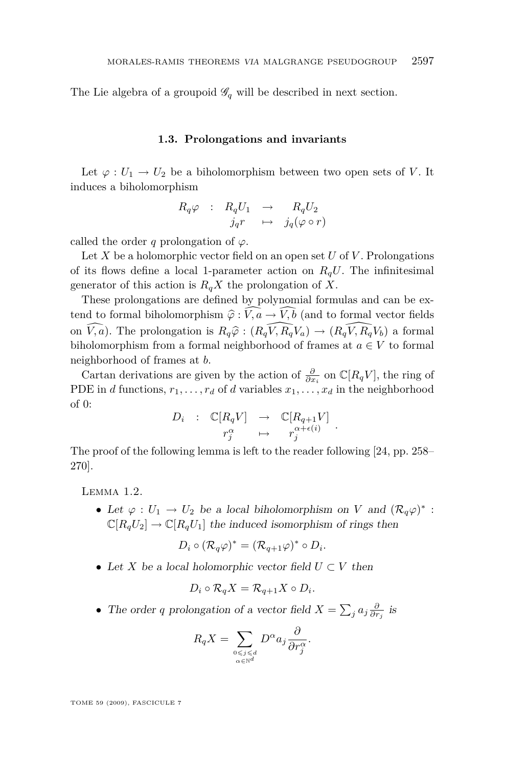The Lie algebra of a groupoid $\mathscr{G}_q$ will be described in next section.

### 1.3. Prolongations and invariants

Let $\varphi : U_1 \to U_2$ be a biholomorphism between two open sets of $V$. It induces a biholomorphism

$$
\begin{array}{cccc}
R_q\varphi & : & R_qU_1 & \to & R_qU_2 \\
 & & j_qr & \mapsto & j_q(\varphi \circ r)
\end{array}
$$

called the order $q$ prolongation of $\varphi$.

Let $X$ be a holomorphic vector field on an open set $U$ of $V$. Prolongations of its flows define a local 1-parameter action on $R_qU$. The infinitesimal generator of this action is $R_qX$ the prolongation of $X$.

These prolongations are defined by polynomial formulas and can be extend to formal biholomorphism $\widehat{\varphi} : \widehat{V,a} \to \widehat{V,b}$ (and to formal vector fields on $\widehat{V,a}$). The prolongation is $R_q\widehat{\varphi} : (\widehat{R_qV, R_qV_a}) \to (\widehat{R_qV, R_qV_b})$ a formal biholomorphism from a formal neighborhood of frames at $a \in V$ to formal neighborhood of frames at $b$.

Cartan derivations are given by the action of $\frac{\partial}{\partial x_i}$ on $\mathbb{C}[R_qV]$, the ring of PDE in $d$ functions, $r_1, \ldots, r_d$ of $d$ variables $x_1, \ldots, x_d$ in the neighborhood of 0:

$$
\begin{array}{cccc}
D_i & : & \mathbb{C}[R_qV] & \to & \mathbb{C}[R_{q+1}V] \\
 & & r_j^\alpha & \mapsto & r_j^{\alpha+\epsilon(i)}
\end{array}.
$$

The proof of the following lemma is left to the reader following [24, pp. 258–270].

Lemma 1.2.

- *Let $\varphi : U_1 \to U_2$ be a local biholomorphism on $V$ and $(\mathcal{R}_q\varphi)^* : \mathbb{C}[R_qU_2] \to \mathbb{C}[R_qU_1]$ the induced isomorphism of rings then*

$$D_i \circ (\mathcal{R}_q\varphi)^* = (\mathcal{R}_{q+1}\varphi)^* \circ D_i.$$

- *Let $X$ be a local holomorphic vector field $U \subset V$ then*

$$D_i \circ \mathcal{R}_qX = \mathcal{R}_{q+1}X \circ D_i.$$

- *The order $q$ prolongation of a vector field $X = \sum_j a_j \frac{\partial}{\partial r_j}$ is*

$$R_qX = \sum_{\substack{0 \leqslant j \leqslant d \\ \alpha \in \mathbb{N}^d}} D^\alpha a_j \frac{\partial}{\partial r_j^\alpha}.$$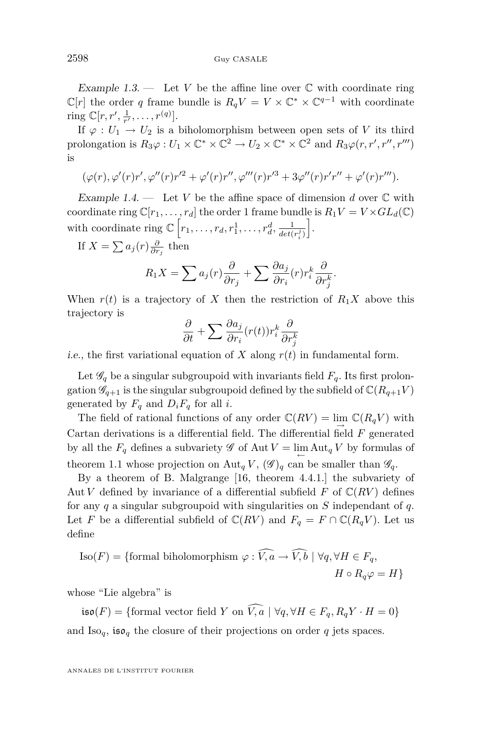*Example 1.3.* — Let $V$ be the affine line over $\mathbb{C}$ with coordinate ring $\mathbb{C}[r]$ the order $q$ frame bundle is $R_qV = V \times \mathbb{C}^* \times \mathbb{C}^{q-1}$ with coordinate ring $\mathbb{C}[r, r', \frac{1}{r'}, \ldots, r^{(q)}]$.

If $\varphi : U_1 \to U_2$ is a biholomorphism between open sets of $V$ its third prolongation is $R_3\varphi : U_1 \times \mathbb{C}^* \times \mathbb{C}^2 \to U_2 \times \mathbb{C}^* \times \mathbb{C}^2$ and $R_3\varphi(r, r', r'', r''')$ is

$$(\varphi(r), \varphi'(r)r', \varphi''(r)r'^2 + \varphi'(r)r'', \varphi'''(r)r'^3 + 3\varphi''(r)r'r'' + \varphi'(r)r''').$$

*Example 1.4.* — Let $V$ be the affine space of dimension $d$ over $\mathbb{C}$ with coordinate ring $\mathbb{C}[r_1, \ldots, r_d]$ the order 1 frame bundle is $R_1V = V \times GL_d(\mathbb{C})$ with coordinate ring $\mathbb{C}\left[r_1, \ldots, r_d, r_1^1, \ldots, r_d^d, \frac{1}{det(r_i^j)}\right]$.

If $X = \sum a_j(r)\frac{\partial}{\partial r_j}$ then

$$R_1X = \sum a_j(r)\frac{\partial}{\partial r_j} + \sum \frac{\partial a_j}{\partial r_i}(r)r_i^k\frac{\partial}{\partial r_j^k}.$$

When $r(t)$ is a trajectory of $X$ then the restriction of $R_1X$ above this trajectory is

$$\frac{\partial}{\partial t} + \sum \frac{\partial a_j}{\partial r_i}(r(t))r_i^k\frac{\partial}{\partial r_j^k}$$

*i.e.,* the first variational equation of $X$ along $r(t)$ in fundamental form.

Let $\mathscr{G}_q$ be a singular subgroupoid with invariants field $F_q$. Its first prolongation $\mathscr{G}_{q+1}$ is the singular subgroupoid defined by the subfield of $\mathbb{C}(R_{q+1}V)$ generated by $F_q$ and $D_iF_q$ for all $i$.

The field of rational functions of any order $\mathbb{C}(RV) = \varinjlim \mathbb{C}(R_qV)$ with Cartan derivations is a differential field. The differential field $F$ generated by all the $F_q$ defines a subvariety $\mathscr{G}$ of $\operatorname{Aut} V = \varprojlim \operatorname{Aut}_q V$ by formulas of theorem 1.1 whose projection on $\operatorname{Aut}_q V$, $(\mathscr{G})_q$ can be smaller than $\mathscr{G}_q$.

By a theorem of B. Malgrange [16, theorem 4.4.1.] the subvariety of $\operatorname{Aut} V$ defined by invariance of a differential subfield $F$ of $\mathbb{C}(RV)$ defines for any $q$ a singular subgroupoid with singularities on $S$ independant of $q$. Let $F$ be a differential subfield of $\mathbb{C}(RV)$ and $F_q = F \cap \mathbb{C}(R_qV)$. Let us define

$$\operatorname{Iso}(F) = \{\text{formal biholomorphism } \varphi : \widehat{V,a} \to \widehat{V,b} \mid \forall q, \forall H \in F_q, \quad H \circ R_q\varphi = H\}$$

whose "Lie algebra" is

$$\mathfrak{iso}(F) = \{\text{formal vector field } Y \text{ on } \widehat{V,a} \mid \forall q, \forall H \in F_q, R_qY \cdot H = 0\}$$

and $\operatorname{Iso}_q$, $\mathfrak{iso}_q$ the closure of their projections on order $q$ jets spaces.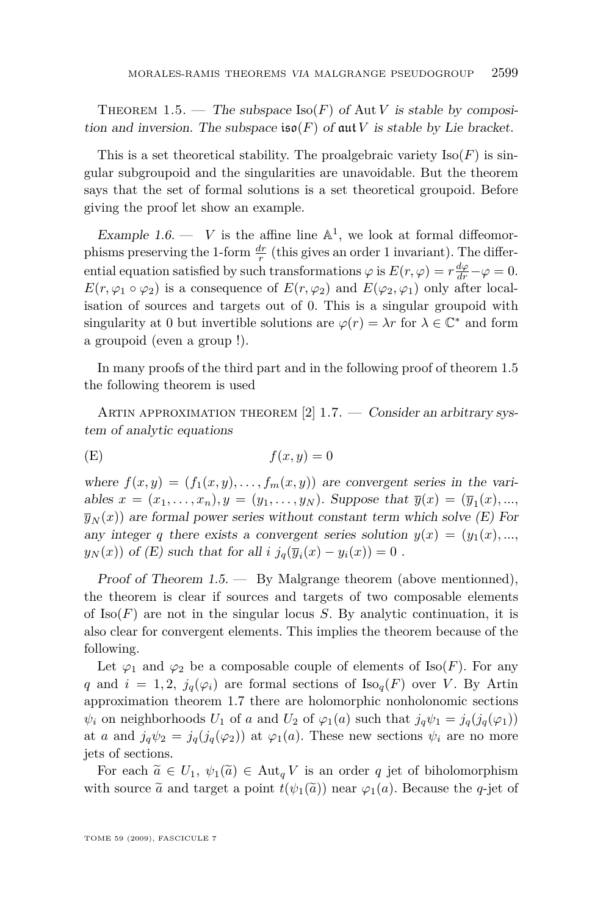Theorem 1.5. — *The subspace* $\mathrm{Iso}(F)$ *of* $\mathrm{Aut}\,V$ *is stable by composition and inversion. The subspace* $\mathfrak{iso}(F)$ *of* $\mathfrak{aut}\,V$ *is stable by Lie bracket.*

This is a set theoretical stability. The proalgebraic variety $\mathrm{Iso}(F)$ is singular subgroupoid and the singularities are unavoidable. But the theorem says that the set of formal solutions is a set theoretical groupoid. Before giving the proof let show an example.

*Example 1.6.* — $V$ is the affine line $\mathbb{A}^1$, we look at formal diffeomorphisms preserving the 1-form $\frac{dr}{r}$ (this gives an order 1 invariant). The differential equation satisfied by such transformations $\varphi$ is $E(r,\varphi) = r\frac{d\varphi}{dr} - \varphi = 0$. $E(r, \varphi_1 \circ \varphi_2)$ is a consequence of $E(r,\varphi_2)$ and $E(\varphi_2, \varphi_1)$ only after localisation of sources and targets out of 0. This is a singular groupoid with singularity at 0 but invertible solutions are $\varphi(r) = \lambda r$ for $\lambda \in \mathbb{C}^*$ and form a groupoid (even a group !).

In many proofs of the third part and in the following proof of theorem 1.5 the following theorem is used

Artin approximation theorem [2] 1.7. — *Consider an arbitrary system of analytic equations*

$$f(x,y) = 0 \tag{E}$$

*where* $f(x,y) = (f_1(x,y), \ldots, f_m(x,y))$ *are convergent series in the variables* $x = (x_1, \ldots, x_n), y = (y_1, \ldots, y_N)$*. Suppose that* $\overline{y}(x) = (\overline{y}_1(x), \ldots, \overline{y}_N(x))$ *are formal power series without constant term which solve (E) For any integer* $q$ *there exists a convergent series solution* $y(x) = (y_1(x), \ldots, y_N(x))$ *of (E) such that for all* $i$ $j_q(\overline{y}_i(x) - y_i(x)) = 0$ *.*

*Proof of Theorem 1.5.* — By Malgrange theorem (above mentionned), the theorem is clear if sources and targets of two composable elements of $\mathrm{Iso}(F)$ are not in the singular locus $S$. By analytic continuation, it is also clear for convergent elements. This implies the theorem because of the following.

Let $\varphi_1$ and $\varphi_2$ be a composable couple of elements of $\mathrm{Iso}(F)$. For any $q$ and $i = 1, 2$, $j_q(\varphi_i)$ are formal sections of $\mathrm{Iso}_q(F)$ over $V$. By Artin approximation theorem 1.7 there are holomorphic nonholonomic sections $\psi_i$ on neighborhoods $U_1$ of $a$ and $U_2$ of $\varphi_1(a)$ such that $j_q\psi_1 = j_q(j_q(\varphi_1))$ at $a$ and $j_q\psi_2 = j_q(j_q(\varphi_2))$ at $\varphi_1(a)$. These new sections $\psi_i$ are no more jets of sections.

For each $\widetilde{a} \in U_1$, $\psi_1(\widetilde{a}) \in \mathrm{Aut}_q V$ is an order $q$ jet of biholomorphism with source $\widetilde{a}$ and target a point $t(\psi_1(\widetilde{a}))$ near $\varphi_1(a)$. Because the $q$-jet of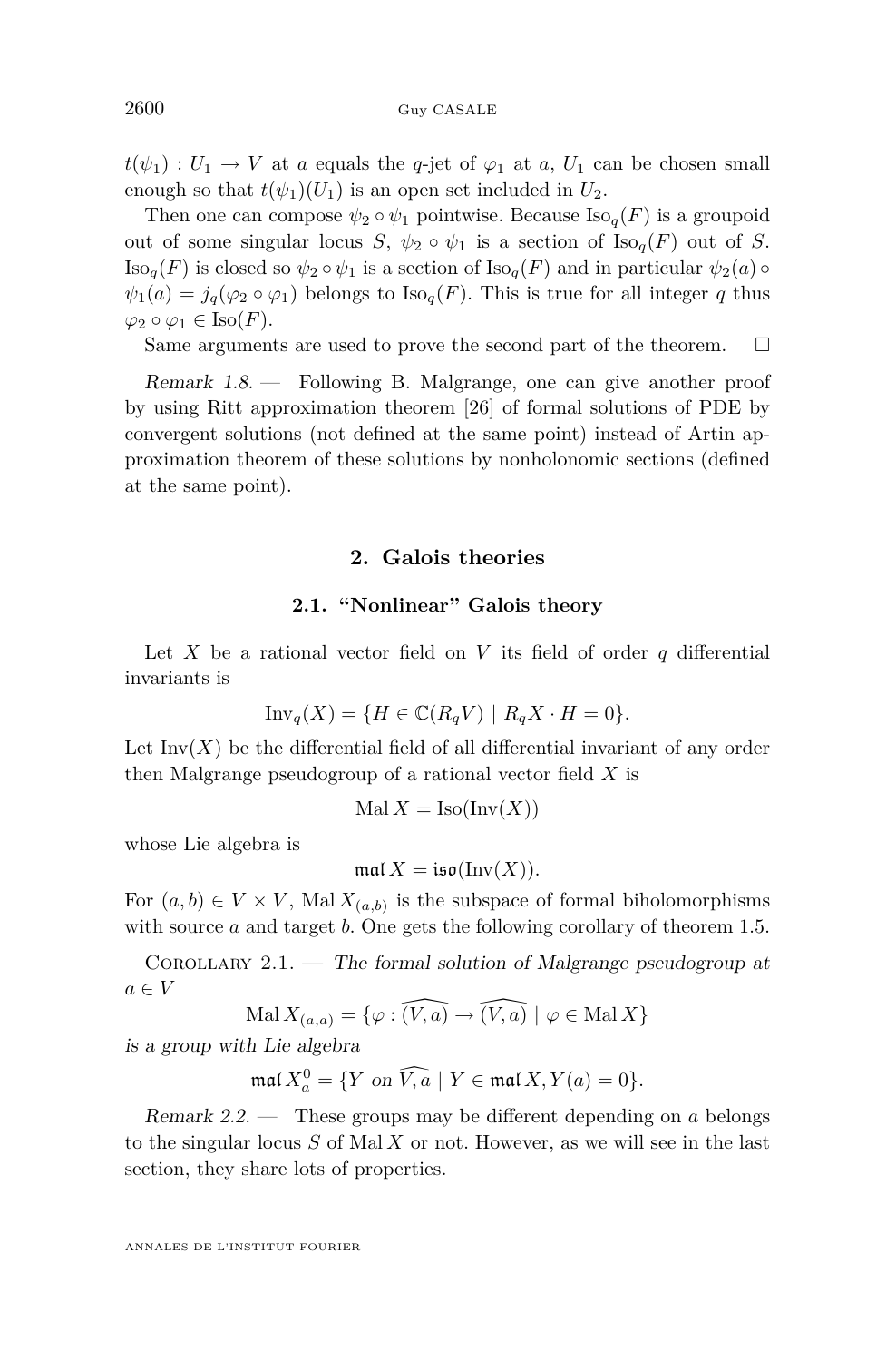$t(\psi_1) : U_1 \to V$ at $a$ equals the $q$-jet of $\varphi_1$ at $a$, $U_1$ can be chosen small enough so that $t(\psi_1)(U_1)$ is an open set included in $U_2$.

Then one can compose $\psi_2 \circ \psi_1$ pointwise. Because $\mathrm{Iso}_q(F)$ is a groupoid out of some singular locus $S$, $\psi_2 \circ \psi_1$ is a section of $\mathrm{Iso}_q(F)$ out of $S$. $\mathrm{Iso}_q(F)$ is closed so $\psi_2 \circ \psi_1$ is a section of $\mathrm{Iso}_q(F)$ and in particular $\psi_2(a) \circ \psi_1(a) = j_q(\varphi_2 \circ \varphi_1)$ belongs to $\mathrm{Iso}_q(F)$. This is true for all integer $q$ thus $\varphi_2 \circ \varphi_1 \in \mathrm{Iso}(F)$.

Same arguments are used to prove the second part of the theorem. □

*Remark 1.8.* — Following B. Malgrange, one can give another proof by using Ritt approximation theorem [26] of formal solutions of PDE by convergent solutions (not defined at the same point) instead of Artin approximation theorem of these solutions by nonholonomic sections (defined at the same point).

## 2. Galois theories

### 2.1. "Nonlinear" Galois theory

Let $X$ be a rational vector field on $V$ its field of order $q$ differential invariants is

$$\mathrm{Inv}_q(X) = \{H \in \mathbb{C}(R_qV) \mid R_qX \cdot H = 0\}.$$

Let $\mathrm{Inv}(X)$ be the differential field of all differential invariant of any order then Malgrange pseudogroup of a rational vector field $X$ is

$$\mathrm{Mal}\, X = \mathrm{Iso}(\mathrm{Inv}(X))$$

whose Lie algebra is

$$\mathfrak{mal}\, X = \mathfrak{iso}(\mathrm{Inv}(X)).$$

For $(a,b) \in V \times V$, $\mathrm{Mal}\, X_{(a,b)}$ is the subspace of formal biholomorphisms with source $a$ and target $b$. One gets the following corollary of theorem 1.5.

Corollary 2.1. — *The formal solution of Malgrange pseudogroup at $a \in V$*

$$\mathrm{Mal}\, X_{(a,a)} = \{\varphi : \widehat{(V,a)} \to \widehat{(V,a)} \mid \varphi \in \mathrm{Mal}\, X\}$$

*is a group with Lie algebra*

$$\mathfrak{mal}\, X^0_a = \{Y \text{ on } \widehat{V,a} \mid Y \in \mathfrak{mal}\, X, Y(a) = 0\}.$$

*Remark 2.2.* — These groups may be different depending on $a$ belongs to the singular locus $S$ of $\mathrm{Mal}\, X$ or not. However, as we will see in the last section, they share lots of properties.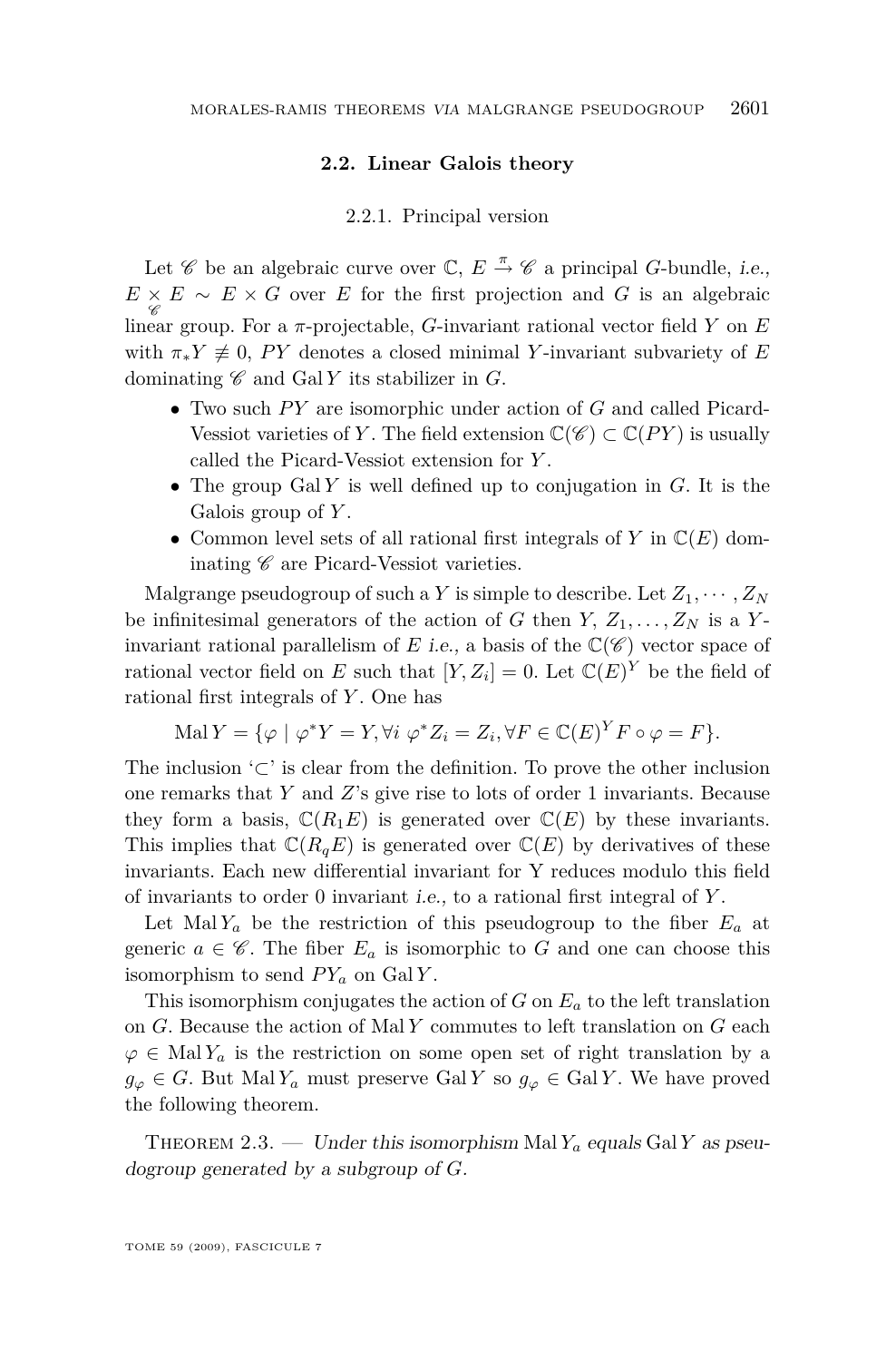### 2.2. Linear Galois theory

#### 2.2.1. Principal version

Let $\mathscr{C}$ be an algebraic curve over $\mathbb{C}$, $E \stackrel{\pi}{\to} \mathscr{C}$ a principal $G$-bundle, *i.e.*, $E \underset{\mathscr{C}}{\times} E \sim E \times G$ over $E$ for the first projection and $G$ is an algebraic linear group. For a $\pi$-projectable, $G$-invariant rational vector field $Y$ on $E$ with $\pi_* Y \not\equiv 0$, $PY$ denotes a closed minimal $Y$-invariant subvariety of $E$ dominating $\mathscr{C}$ and $\mathrm{Gal}\, Y$ its stabilizer in $G$.

- Two such $PY$ are isomorphic under action of $G$ and called Picard-Vessiot varieties of $Y$. The field extension $\mathbb{C}(\mathscr{C}) \subset \mathbb{C}(PY)$ is usually called the Picard-Vessiot extension for $Y$.
- The group $\mathrm{Gal}\, Y$ is well defined up to conjugation in $G$. It is the Galois group of $Y$.
- Common level sets of all rational first integrals of $Y$ in $\mathbb{C}(E)$ dominating $\mathscr{C}$ are Picard-Vessiot varieties.

Malgrange pseudogroup of such a $Y$ is simple to describe. Let $Z_1, \cdots, Z_N$ be infinitesimal generators of the action of $G$ then $Y$, $Z_1, \ldots, Z_N$ is a $Y$-invariant rational parallelism of $E$ *i.e.*, a basis of the $\mathbb{C}(\mathscr{C})$ vector space of rational vector field on $E$ such that $[Y, Z_i] = 0$. Let $\mathbb{C}(E)^Y$ be the field of rational first integrals of $Y$. One has

$$\mathrm{Mal}\, Y = \{\varphi \mid \varphi^* Y = Y, \forall i\ \varphi^* Z_i = Z_i, \forall F \in \mathbb{C}(E)^Y F \circ \varphi = F\}.$$

The inclusion '$\subset$' is clear from the definition. To prove the other inclusion one remarks that $Y$ and $Z$'s give rise to lots of order 1 invariants. Because they form a basis, $\mathbb{C}(R_1 E)$ is generated over $\mathbb{C}(E)$ by these invariants. This implies that $\mathbb{C}(R_q E)$ is generated over $\mathbb{C}(E)$ by derivatives of these invariants. Each new differential invariant for Y reduces modulo this field of invariants to order 0 invariant *i.e.*, to a rational first integral of $Y$.

Let $\mathrm{Mal}\, Y_a$ be the restriction of this pseudogroup to the fiber $E_a$ at generic $a \in \mathscr{C}$. The fiber $E_a$ is isomorphic to $G$ and one can choose this isomorphism to send $PY_a$ on $\mathrm{Gal}\, Y$.

This isomorphism conjugates the action of $G$ on $E_a$ to the left translation on $G$. Because the action of $\mathrm{Mal}\, Y$ commutes to left translation on $G$ each $\varphi \in \mathrm{Mal}\, Y_a$ is the restriction on some open set of right translation by a $g_\varphi \in G$. But $\mathrm{Mal}\, Y_a$ must preserve $\mathrm{Gal}\, Y$ so $g_\varphi \in \mathrm{Gal}\, Y$. We have proved the following theorem.

Theorem 2.3. — *Under this isomorphism* $\mathrm{Mal}\, Y_a$ *equals* $\mathrm{Gal}\, Y$ *as pseudogroup generated by a subgroup of* $G$.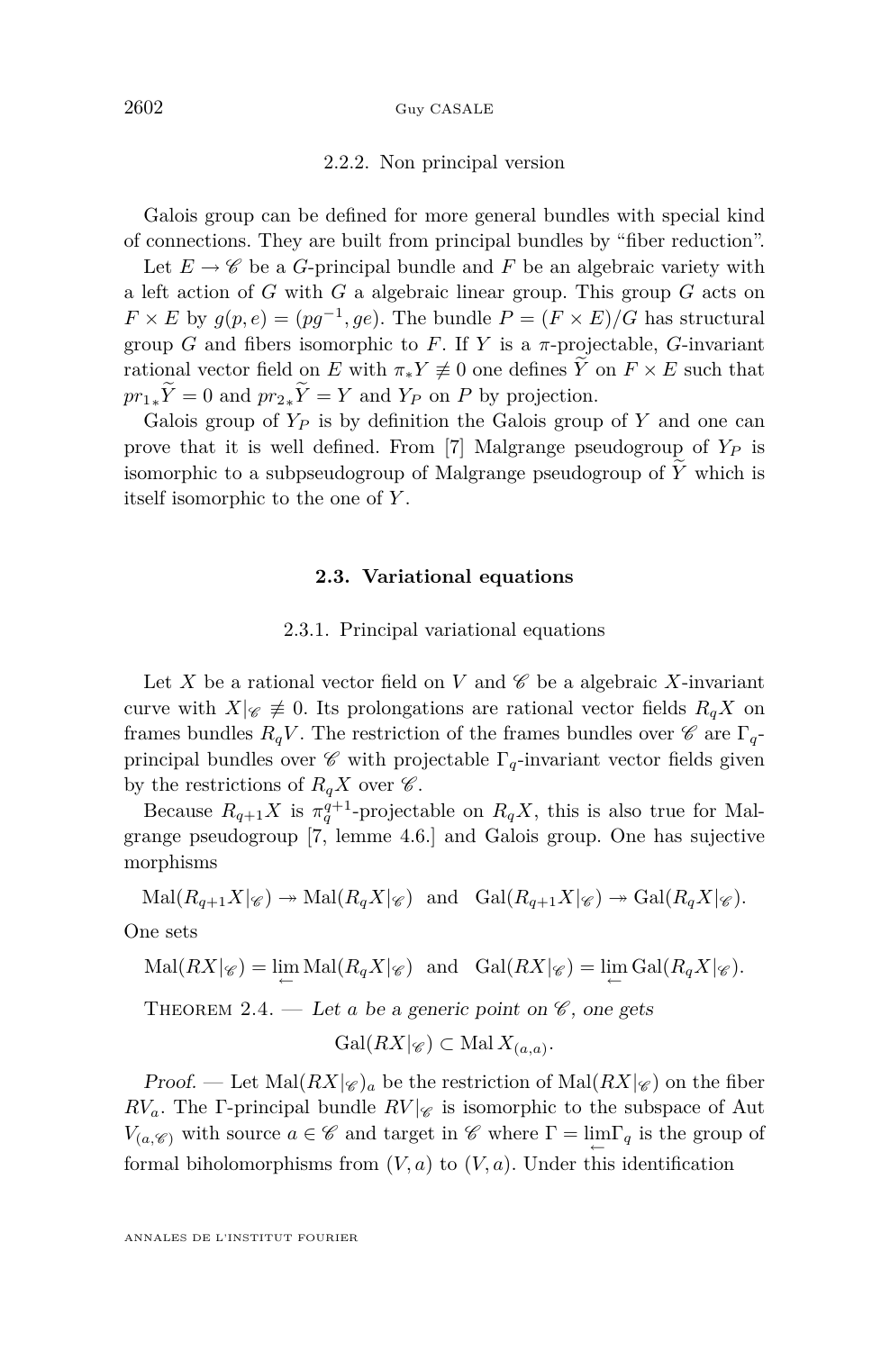#### 2.2.2. Non principal version

Galois group can be defined for more general bundles with special kind of connections. They are built from principal bundles by "fiber reduction".

Let $E \to \mathscr{C}$ be a $G$-principal bundle and $F$ be an algebraic variety with a left action of $G$ with $G$ a algebraic linear group. This group $G$ acts on $F \times E$ by $g(p, e) = (pg^{-1}, ge)$. The bundle $P = (F \times E)/G$ has structural group $G$ and fibers isomorphic to $F$. If $Y$ is a $\pi$-projectable, $G$-invariant rational vector field on $E$ with $\pi_* Y \not\equiv 0$ one defines $\widetilde{Y}$ on $F \times E$ such that ${pr_1}_* \widetilde{Y} = 0$ and ${pr_2}_* \widetilde{Y} = Y$ and $Y_P$ on $P$ by projection.

Galois group of $Y_P$ is by definition the Galois group of $Y$ and one can prove that it is well defined. From [7] Malgrange pseudogroup of $Y_P$ is isomorphic to a subpseudogroup of Malgrange pseudogroup of $\widetilde{Y}$ which is itself isomorphic to the one of $Y$.

### 2.3. Variational equations

#### 2.3.1. Principal variational equations

Let $X$ be a rational vector field on $V$ and $\mathscr{C}$ be a algebraic $X$-invariant curve with $X|_{\mathscr{C}} \not\equiv 0$. Its prolongations are rational vector fields $R_q X$ on frames bundles $R_q V$. The restriction of the frames bundles over $\mathscr{C}$ are $\Gamma_q$-principal bundles over $\mathscr{C}$ with projectable $\Gamma_q$-invariant vector fields given by the restrictions of $R_q X$ over $\mathscr{C}$.

Because $R_{q+1}X$ is $\pi_q^{q+1}$-projectable on $R_q X$, this is also true for Malgrange pseudogroup [7, lemme 4.6.] and Galois group. One has sujective morphisms

$$\mathrm{Mal}(R_{q+1}X|_{\mathscr{C}}) \twoheadrightarrow \mathrm{Mal}(R_q X|_{\mathscr{C}}) \quad \text{and} \quad \mathrm{Gal}(R_{q+1}X|_{\mathscr{C}}) \twoheadrightarrow \mathrm{Gal}(R_q X|_{\mathscr{C}}).$$

One sets

$$\mathrm{Mal}(RX|_{\mathscr{C}}) = \varprojlim \mathrm{Mal}(R_q X|_{\mathscr{C}}) \quad \text{and} \quad \mathrm{Gal}(RX|_{\mathscr{C}}) = \varprojlim \mathrm{Gal}(R_q X|_{\mathscr{C}}).$$

Theorem 2.4. — *Let $a$ be a generic point on $\mathscr{C}$, one gets*

$$\mathrm{Gal}(RX|_{\mathscr{C}}) \subset \mathrm{Mal}\, X_{(a,a)}.$$

*Proof.* — Let $\mathrm{Mal}(RX|_{\mathscr{C}})_a$ be the restriction of $\mathrm{Mal}(RX|_{\mathscr{C}})$ on the fiber $RV_a$. The $\Gamma$-principal bundle $RV|_{\mathscr{C}}$ is isomorphic to the subspace of Aut $V_{(a,\mathscr{C})}$ with source $a \in \mathscr{C}$ and target in $\mathscr{C}$ where $\Gamma = \varprojlim \Gamma_q$ is the group of formal biholomorphisms from $(V, a)$ to $(V, a)$. Under this identification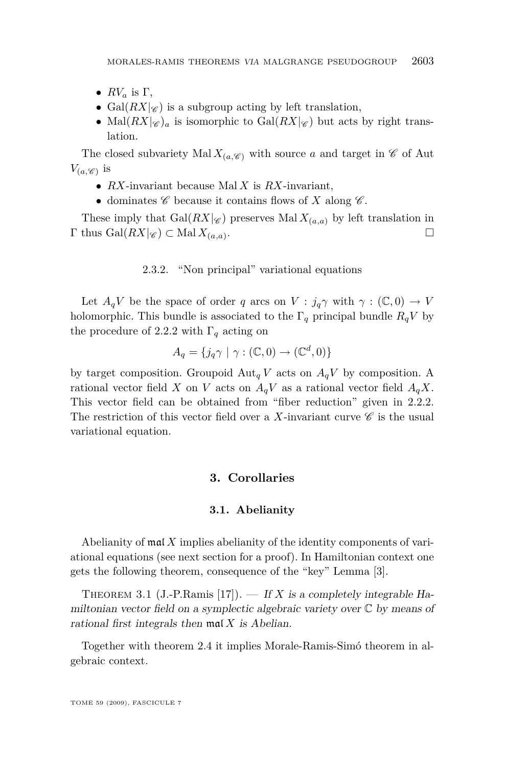- $RV_a$ is $\Gamma$,
- $\mathrm{Gal}(RX|_{\mathscr{C}})$ is a subgroup acting by left translation,
- $\mathrm{Mal}(RX|_{\mathscr{C}})_a$ is isomorphic to $\mathrm{Gal}(RX|_{\mathscr{C}})$ but acts by right translation.

The closed subvariety $\mathrm{Mal}\, X_{(a,\mathscr{C})}$ with source $a$ and target in $\mathscr{C}$ of Aut $V_{(a,\mathscr{C})}$ is

- $RX$-invariant because $\mathrm{Mal}\, X$ is $RX$-invariant,
- dominates $\mathscr{C}$ because it contains flows of $X$ along $\mathscr{C}$.

These imply that $\mathrm{Gal}(RX|_{\mathscr{C}})$ preserves $\mathrm{Mal}\, X_{(a,a)}$ by left translation in $\Gamma$ thus $\mathrm{Gal}(RX|_{\mathscr{C}}) \subset \mathrm{Mal}\, X_{(a,a)}$. □

#### 2.3.2. "Non principal" variational equations

Let $A_q V$ be the space of order $q$ arcs on $V$ : $j_q\gamma$ with $\gamma : (\mathbb{C}, 0) \to V$ holomorphic. This bundle is associated to the $\Gamma_q$ principal bundle $R_q V$ by the procedure of 2.2.2 with $\Gamma_q$ acting on

$$A_q = \{j_q\gamma \mid \gamma : (\mathbb{C}, 0) \to (\mathbb{C}^d, 0)\}$$

by target composition. Groupoid $\mathrm{Aut}_q\, V$ acts on $A_q V$ by composition. A rational vector field $X$ on $V$ acts on $A_q V$ as a rational vector field $A_q X$. This vector field can be obtained from "fiber reduction" given in 2.2.2. The restriction of this vector field over a $X$-invariant curve $\mathscr{C}$ is the usual variational equation.

## 3. Corollaries

### 3.1. Abelianity

Abelianity of $\mathfrak{mal}\, X$ implies abelianity of the identity components of variational equations (see next section for a proof). In Hamiltonian context one gets the following theorem, consequence of the "key" Lemma [3].

Theorem 3.1 (J.-P.Ramis [17]). — *If $X$ is a completely integrable Hamiltonian vector field on a symplectic algebraic variety over $\mathbb{C}$ by means of rational first integrals then $\mathfrak{mal}\, X$ is Abelian.*

Together with theorem 2.4 it implies Morale-Ramis-Simó theorem in algebraic context.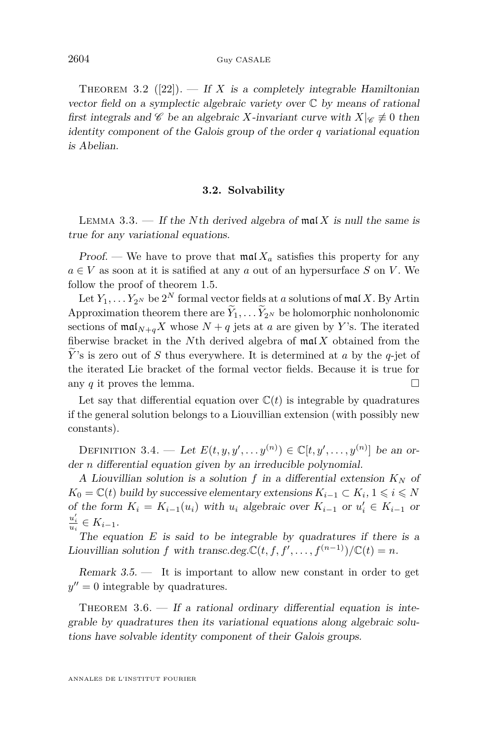Theorem 3.2 ([22]). — *If $X$ is a completely integrable Hamiltonian vector field on a symplectic algebraic variety over $\mathbb{C}$ by means of rational first integrals and $\mathscr{C}$ be an algebraic $X$-invariant curve with $X|_{\mathscr{C}} \not\equiv 0$ then identity component of the Galois group of the order $q$ variational equation is Abelian.*

### 3.2. Solvability

Lemma 3.3. — *If the $N$th derived algebra of $\mathfrak{mal}\, X$ is null the same is true for any variational equations.*

*Proof.* — We have to prove that $\mathfrak{mal}\, X_a$ satisfies this property for any $a \in V$ as soon at it is satified at any $a$ out of an hypersurface $S$ on $V$. We follow the proof of theorem 1.5.

Let $Y_1, \ldots Y_{2^N}$ be $2^N$ formal vector fields at $a$ solutions of $\mathfrak{mal}\, X$. By Artin Approximation theorem there are $\widetilde{Y}_1, \ldots \widetilde{Y}_{2^N}$ be holomorphic nonholonomic sections of $\mathfrak{mal}_{N+q} X$ whose $N+q$ jets at $a$ are given by $Y$'s. The iterated fiberwise bracket in the $N$th derived algebra of $\mathfrak{mal}\, X$ obtained from the $\widetilde{Y}$'s is zero out of $S$ thus everywhere. It is determined at $a$ by the $q$-jet of the iterated Lie bracket of the formal vector fields. Because it is true for any $q$ it proves the lemma. □

Let say that differential equation over $\mathbb{C}(t)$ is integrable by quadratures if the general solution belongs to a Liouvillian extension (with possibly new constants).

Definition 3.4. — *Let $E(t, y, y', \ldots y^{(n)}) \in \mathbb{C}[t, y', \ldots, y^{(n)}]$ be an order $n$ differential equation given by an irreducible polynomial.*

*A Liouvillian solution is a solution $f$ in a differential extension $K_N$ of $K_0 = \mathbb{C}(t)$ build by successive elementary extensions $K_{i-1} \subset K_i$, $1 \leqslant i \leqslant N$ of the form $K_i = K_{i-1}(u_i)$ with $u_i$ algebraic over $K_{i-1}$ or $u_i' \in K_{i-1}$ or $\frac{u_i'}{u_i} \in K_{i-1}$.*

*The equation $E$ is said to be integrable by quadratures if there is a Liouvillian solution $f$ with transc.deg.$\mathbb{C}(t, f, f', \ldots, f^{(n-1)})/\mathbb{C}(t) = n$.*

*Remark 3.5.* — It is important to allow new constant in order to get $y'' = 0$ integrable by quadratures.

Theorem 3.6. — *If a rational ordinary differential equation is integrable by quadratures then its variational equations along algebraic solutions have solvable identity component of their Galois groups.*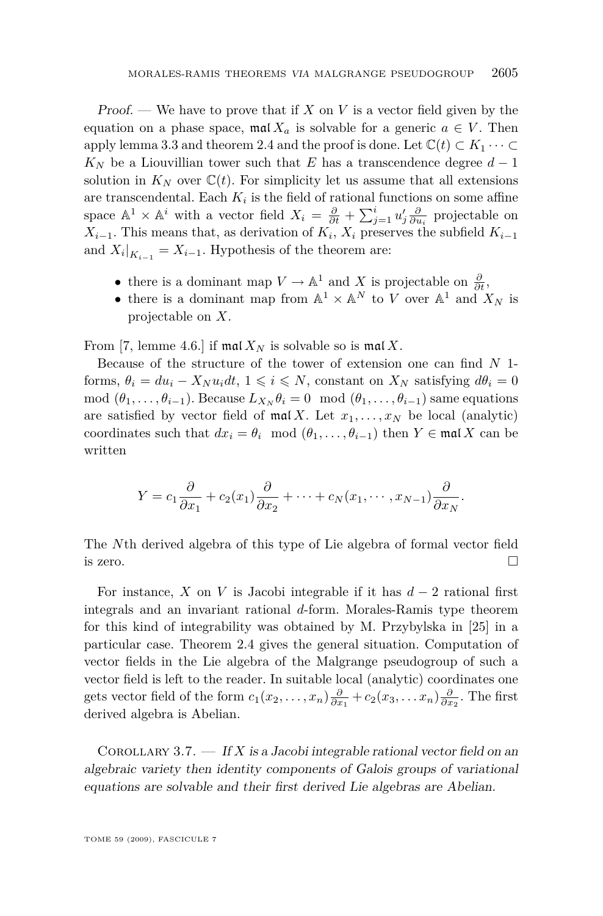*Proof.* — We have to prove that if $X$ on $V$ is a vector field given by the equation on a phase space, $\mathfrak{mal}\, X_a$ is solvable for a generic $a \in V$. Then apply lemma 3.3 and theorem 2.4 and the proof is done. Let $\mathbb{C}(t) \subset K_1 \cdots \subset K_N$ be a Liouvillian tower such that $E$ has a transcendence degree $d-1$ solution in $K_N$ over $\mathbb{C}(t)$. For simplicity let us assume that all extensions are transcendental. Each $K_i$ is the field of rational functions on some affine space $\mathbb{A}^1 \times \mathbb{A}^i$ with a vector field $X_i = \frac{\partial}{\partial t} + \sum_{j=1}^{i} u_j' \frac{\partial}{\partial u_i}$ projectable on $X_{i-1}$. This means that, as derivation of $K_i$, $X_i$ preserves the subfield $K_{i-1}$ and $X_i|_{K_{i-1}} = X_{i-1}$. Hypothesis of the theorem are:

- there is a dominant map $V \to \mathbb{A}^1$ and $X$ is projectable on $\frac{\partial}{\partial t}$,
- there is a dominant map from $\mathbb{A}^1 \times \mathbb{A}^N$ to $V$ over $\mathbb{A}^1$ and $X_N$ is projectable on $X$.

From [7, lemme 4.6.] if $\mathfrak{mal}\, X_N$ is solvable so is $\mathfrak{mal}\, X$.

Because of the structure of the tower of extension one can find $N$ 1-forms, $\theta_i = du_i - X_N u_i dt$, $1 \leqslant i \leqslant N$, constant on $X_N$ satisfying $d\theta_i = 0 \mod (\theta_1, \ldots, \theta_{i-1})$. Because $L_{X_N}\theta_i = 0 \mod (\theta_1, \ldots, \theta_{i-1})$ same equations are satisfied by vector field of $\mathfrak{mal}\, X$. Let $x_1, \ldots, x_N$ be local (analytic) coordinates such that $dx_i = \theta_i \mod (\theta_1, \ldots, \theta_{i-1})$ then $Y \in \mathfrak{mal}\, X$ can be written

$$Y = c_1 \frac{\partial}{\partial x_1} + c_2(x_1) \frac{\partial}{\partial x_2} + \cdots + c_N(x_1, \cdots, x_{N-1}) \frac{\partial}{\partial x_N}.$$

The $N$th derived algebra of this type of Lie algebra of formal vector field is zero. $\square$

For instance, $X$ on $V$ is Jacobi integrable if it has $d-2$ rational first integrals and an invariant rational $d$-form. Morales-Ramis type theorem for this kind of integrability was obtained by M. Przybylska in [25] in a particular case. Theorem 2.4 gives the general situation. Computation of vector fields in the Lie algebra of the Malgrange pseudogroup of such a vector field is left to the reader. In suitable local (analytic) coordinates one gets vector field of the form $c_1(x_2, \ldots, x_n)\frac{\partial}{\partial x_1} + c_2(x_3, \ldots x_n)\frac{\partial}{\partial x_2}$. The first derived algebra is Abelian.

Corollary 3.7. — *If $X$ is a Jacobi integrable rational vector field on an algebraic variety then identity components of Galois groups of variational equations are solvable and their first derived Lie algebras are Abelian.*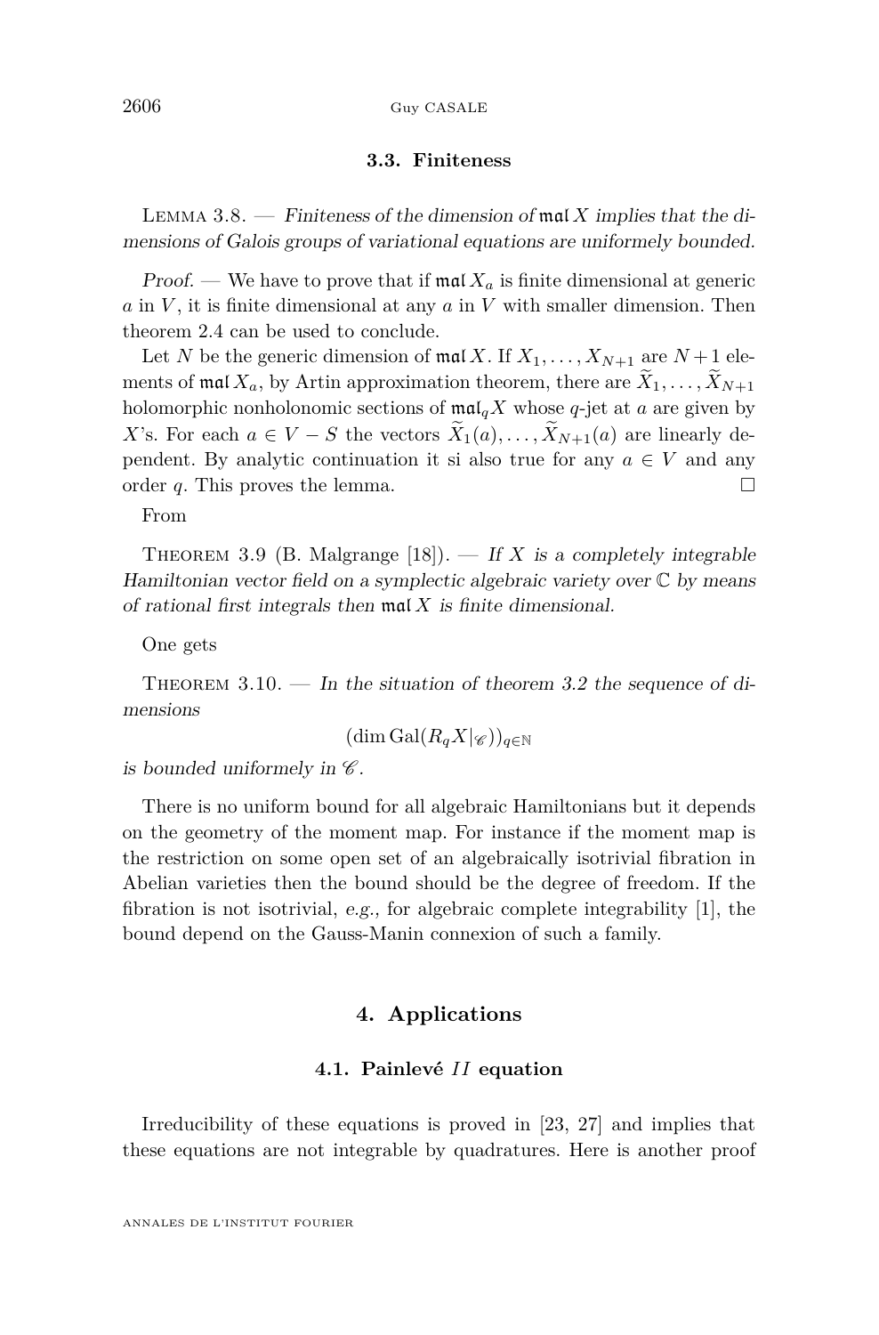### 3.3. Finiteness

Lemma 3.8. — *Finiteness of the dimension of $\mathfrak{mal}\, X$ implies that the dimensions of Galois groups of variational equations are uniformely bounded.*

*Proof.* — We have to prove that if $\mathfrak{mal}\, X_a$ is finite dimensional at generic $a$ in $V$, it is finite dimensional at any $a$ in $V$ with smaller dimension. Then theorem 2.4 can be used to conclude.

Let $N$ be the generic dimension of $\mathfrak{mal}\, X$. If $X_1, \ldots, X_{N+1}$ are $N+1$ elements of $\mathfrak{mal}\, X_a$, by Artin approximation theorem, there are $\widetilde{X}_1, \ldots, \widetilde{X}_{N+1}$ holomorphic nonholonomic sections of $\mathfrak{mal}_q X$ whose $q$-jet at $a$ are given by $X$'s. For each $a \in V - S$ the vectors $\widetilde{X}_1(a), \ldots, \widetilde{X}_{N+1}(a)$ are linearly dependent. By analytic continuation it si also true for any $a \in V$ and any order $q$. This proves the lemma. □

From

Theorem 3.9 (B. Malgrange [18]). — *If $X$ is a completely integrable Hamiltonian vector field on a symplectic algebraic variety over $\mathbb{C}$ by means of rational first integrals then $\mathfrak{mal}\, X$ is finite dimensional.*

One gets

Theorem 3.10. — *In the situation of theorem 3.2 the sequence of dimensions*

$$(\dim \mathrm{Gal}(R_q X|_{\mathscr{C}}))_{q \in \mathbb{N}}$$

*is bounded uniformely in $\mathscr{C}$.*

There is no uniform bound for all algebraic Hamiltonians but it depends on the geometry of the moment map. For instance if the moment map is the restriction on some open set of an algebraically isotrivial fibration in Abelian varieties then the bound should be the degree of freedom. If the fibration is not isotrivial, *e.g.*, for algebraic complete integrability [1], the bound depend on the Gauss-Manin connexion of such a family.

## 4. Applications

### 4.1. Painlevé $II$ equation

Irreducibility of these equations is proved in [23, 27] and implies that these equations are not integrable by quadratures. Here is another proof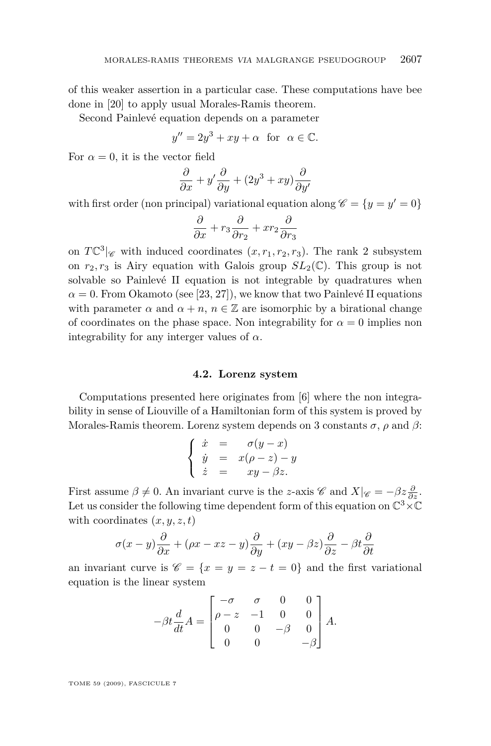of this weaker assertion in a particular case. These computations have bee done in [20] to apply usual Morales-Ramis theorem.

Second Painlevé equation depends on a parameter

$$y'' = 2y^3 + xy + \alpha \quad \text{for} \quad \alpha \in \mathbb{C}.$$

For $\alpha = 0$, it is the vector field

$$\frac{\partial}{\partial x} + y'\frac{\partial}{\partial y} + (2y^3 + xy)\frac{\partial}{\partial y'}$$

with first order (non principal) variational equation along $\mathscr{C} = \{y = y' = 0\}$

$$\frac{\partial}{\partial x} + r_3\frac{\partial}{\partial r_2} + xr_2\frac{\partial}{\partial r_3}$$

on $T\mathbb{C}^3|_{\mathscr{C}}$ with induced coordinates $(x, r_1, r_2, r_3)$. The rank 2 subsystem on $r_2, r_3$ is Airy equation with Galois group $SL_2(\mathbb{C})$. This group is not solvable so Painlevé II equation is not integrable by quadratures when $\alpha = 0$. From Okamoto (see [23, 27]), we know that two Painlevé II equations with parameter $\alpha$ and $\alpha + n$, $n \in \mathbb{Z}$ are isomorphic by a birational change of coordinates on the phase space. Non integrability for $\alpha = 0$ implies non integrability for any interger values of $\alpha$.

### 4.2. Lorenz system

Computations presented here originates from [6] where the non integrability in sense of Liouville of a Hamiltonian form of this system is proved by Morales-Ramis theorem. Lorenz system depends on 3 constants $\sigma$, $\rho$ and $\beta$:

$$\left\{ \begin{array}{rcl} \dot{x} & = & \sigma(y - x) \\ \dot{y} & = & x(\rho - z) - y \\ \dot{z} & = & xy - \beta z. \end{array} \right.$$

First assume $\beta \neq 0$. An invariant curve is the $z$-axis $\mathscr{C}$ and $X|_{\mathscr{C}} = -\beta z \frac{\partial}{\partial z}$. Let us consider the following time dependent form of this equation on $\mathbb{C}^3 \times \mathbb{C}$ with coordinates $(x, y, z, t)$

$$\sigma(x - y)\frac{\partial}{\partial x} + (\rho x - xz - y)\frac{\partial}{\partial y} + (xy - \beta z)\frac{\partial}{\partial z} - \beta t\frac{\partial}{\partial t}$$

an invariant curve is $\mathscr{C} = \{x = y = z - t = 0\}$ and the first variational equation is the linear system

$$-\beta t\frac{d}{dt}A = \begin{bmatrix} -\sigma & \sigma & 0 & 0 \\ \rho - z & -1 & 0 & 0 \\ 0 & 0 & -\beta & 0 \\ 0 & 0 & & -\beta \end{bmatrix} A.$$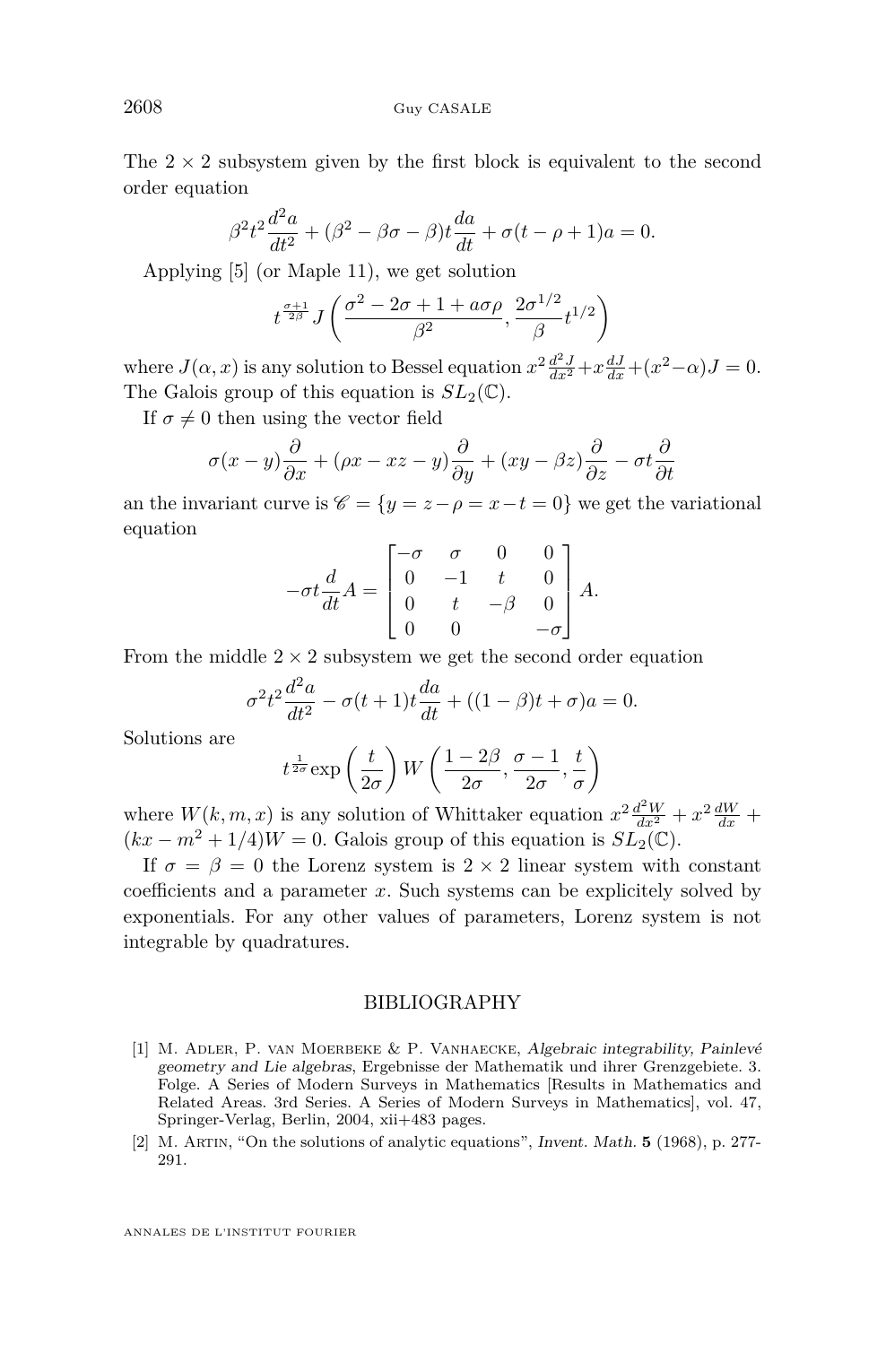The $2 \times 2$ subsystem given by the first block is equivalent to the second order equation

$$\beta^2 t^2 \frac{d^2 a}{dt^2} + (\beta^2 - \beta\sigma - \beta)t\frac{da}{dt} + \sigma(t - \rho + 1)a = 0.$$

Applying [5] (or Maple 11), we get solution

$$t^{\frac{\sigma+1}{2\beta}} J\left(\frac{\sigma^2 - 2\sigma + 1 + a\sigma\rho}{\beta^2}, \frac{2\sigma^{1/2}}{\beta}t^{1/2}\right)$$

where $J(\alpha, x)$ is any solution to Bessel equation $x^2\frac{d^2J}{dx^2} + x\frac{dJ}{dx} + (x^2 - \alpha)J = 0$. The Galois group of this equation is $SL_2(\mathbb{C})$.

If $\sigma \neq 0$ then using the vector field

$$\sigma(x-y)\frac{\partial}{\partial x} + (\rho x - xz - y)\frac{\partial}{\partial y} + (xy - \beta z)\frac{\partial}{\partial z} - \sigma t\frac{\partial}{\partial t}$$

an the invariant curve is $\mathscr{C} = \{y = z - \rho = x - t = 0\}$ we get the variational equation

$$-\sigma t\frac{d}{dt}A = \begin{bmatrix} -\sigma & \sigma & 0 & 0 \\ 0 & -1 & t & 0 \\ 0 & t & -\beta & 0 \\ 0 & 0 & & -\sigma \end{bmatrix} A.$$

From the middle $2 \times 2$ subsystem we get the second order equation

$$\sigma^2 t^2 \frac{d^2 a}{dt^2} - \sigma(t+1)t\frac{da}{dt} + ((1-\beta)t + \sigma)a = 0.$$

Solutions are

$$t^{\frac{1}{2\sigma}} \exp\left(\frac{t}{2\sigma}\right) W\left(\frac{1-2\beta}{2\sigma}, \frac{\sigma-1}{2\sigma}, \frac{t}{\sigma}\right)$$

where $W(k, m, x)$ is any solution of Whittaker equation $x^2\frac{d^2W}{dx^2} + x^2\frac{dW}{dx} + (kx - m^2 + 1/4)W = 0$. Galois group of this equation is $SL_2(\mathbb{C})$.

If $\sigma = \beta = 0$ the Lorenz system is $2 \times 2$ linear system with constant coefficients and a parameter $x$. Such systems can be explicitely solved by exponentials. For any other values of parameters, Lorenz system is not integrable by quadratures.

## BIBLIOGRAPHY

[1] M. Adler, P. van Moerbeke & P. Vanhaecke, *Algebraic integrability, Painlevé geometry and Lie algebras*, Ergebnisse der Mathematik und ihrer Grenzgebiete. 3. Folge. A Series of Modern Surveys in Mathematics [Results in Mathematics and Related Areas. 3rd Series. A Series of Modern Surveys in Mathematics], vol. 47, Springer-Verlag, Berlin, 2004, xii+483 pages.

[2] M. Artin, "On the solutions of analytic equations", *Invent. Math.* **5** (1968), p. 277-291.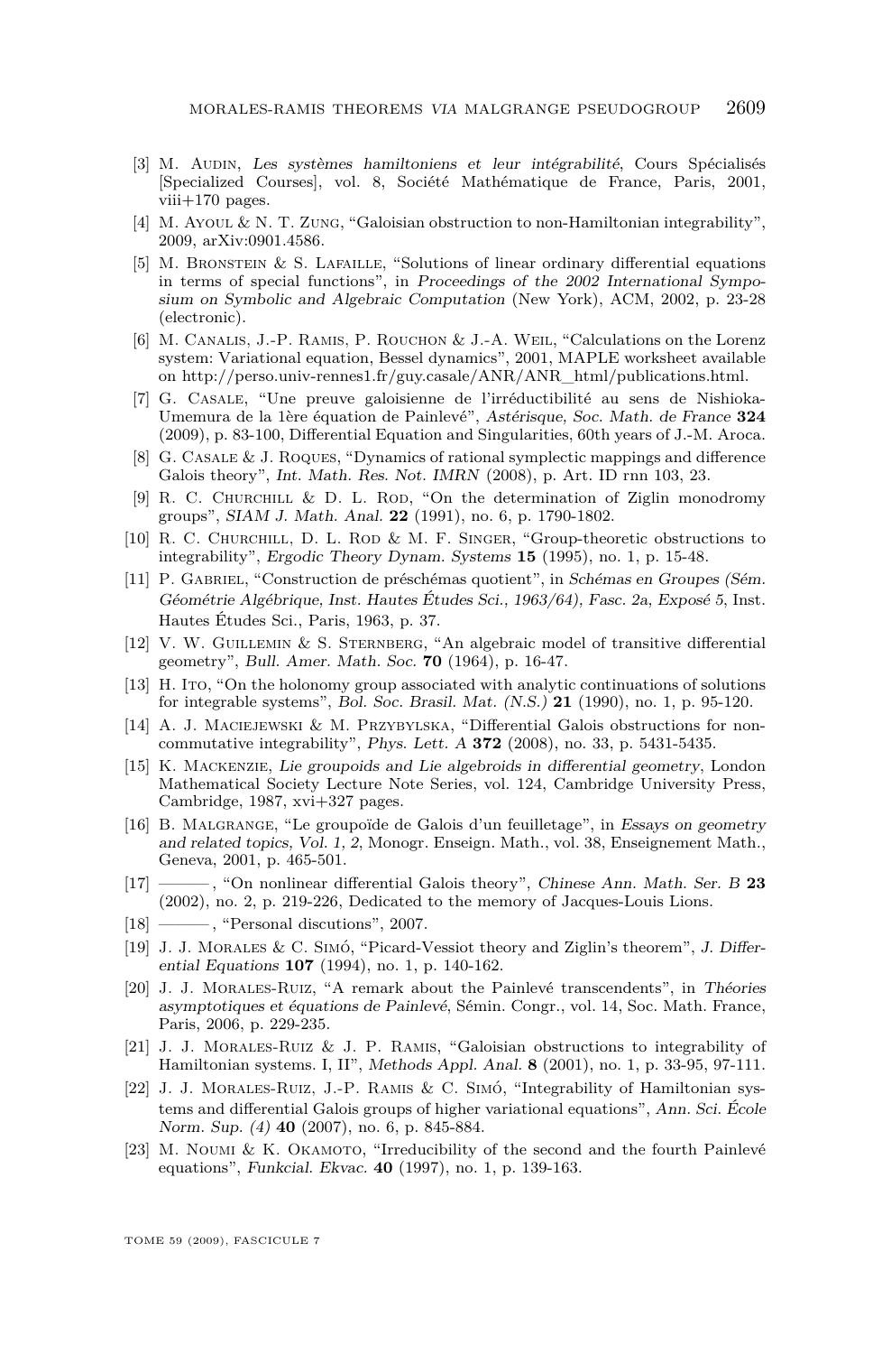[3] M. Audin, *Les systèmes hamiltoniens et leur intégrabilité*, Cours Spécialisés [Specialized Courses], vol. 8, Société Mathématique de France, Paris, 2001, viii+170 pages.

[4] M. Ayoul & N. T. Zung, "Galoisian obstruction to non-Hamiltonian integrability", 2009, arXiv:0901.4586.

[5] M. Bronstein & S. Lafaille, "Solutions of linear ordinary differential equations in terms of special functions", in *Proceedings of the 2002 International Symposium on Symbolic and Algebraic Computation* (New York), ACM, 2002, p. 23-28 (electronic).

[6] M. Canalis, J.-P. Ramis, P. Rouchon & J.-A. Weil, "Calculations on the Lorenz system: Variational equation, Bessel dynamics", 2001, MAPLE worksheet available on http://perso.univ-rennes1.fr/guy.casale/ANR/ANR_html/publications.html.

[7] G. Casale, "Une preuve galoisienne de l'irréductibilité au sens de Nishioka-Umemura de la 1ère équation de Painlevé", *Astérisque, Soc. Math. de France* **324** (2009), p. 83-100, Differential Equation and Singularities, 60th years of J.-M. Aroca.

[8] G. Casale & J. Roques, "Dynamics of rational symplectic mappings and difference Galois theory", *Int. Math. Res. Not. IMRN* (2008), p. Art. ID rnn 103, 23.

[9] R. C. Churchill & D. L. Rod, "On the determination of Ziglin monodromy groups", *SIAM J. Math. Anal.* **22** (1991), no. 6, p. 1790-1802.

[10] R. C. Churchill, D. L. Rod & M. F. Singer, "Group-theoretic obstructions to integrability", *Ergodic Theory Dynam. Systems* **15** (1995), no. 1, p. 15-48.

[11] P. Gabriel, "Construction de préschémas quotient", in *Schémas en Groupes (Sém. Géométrie Algébrique, Inst. Hautes Études Sci., 1963/64), Fasc. 2a, Exposé 5*, Inst. Hautes Études Sci., Paris, 1963, p. 37.

[12] V. W. Guillemin & S. Sternberg, "An algebraic model of transitive differential geometry", *Bull. Amer. Math. Soc.* **70** (1964), p. 16-47.

[13] H. Ito, "On the holonomy group associated with analytic continuations of solutions for integrable systems", *Bol. Soc. Brasil. Mat. (N.S.)* **21** (1990), no. 1, p. 95-120.

[14] A. J. Maciejewski & M. Przybylska, "Differential Galois obstructions for non-commutative integrability", *Phys. Lett. A* **372** (2008), no. 33, p. 5431-5435.

[15] K. Mackenzie, *Lie groupoids and Lie algebroids in differential geometry*, London Mathematical Society Lecture Note Series, vol. 124, Cambridge University Press, Cambridge, 1987, xvi+327 pages.

[16] B. Malgrange, "Le groupoïde de Galois d'un feuilletage", in *Essays on geometry and related topics, Vol. 1, 2*, Monogr. Enseign. Math., vol. 38, Enseignement Math., Geneva, 2001, p. 465-501.

[17] ———, "On nonlinear differential Galois theory", *Chinese Ann. Math. Ser. B* **23** (2002), no. 2, p. 219-226, Dedicated to the memory of Jacques-Louis Lions.

[18] ———, "Personal discutions", 2007.

[19] J. J. Morales & C. Simó, "Picard-Vessiot theory and Ziglin's theorem", *J. Differential Equations* **107** (1994), no. 1, p. 140-162.

[20] J. J. Morales-Ruiz, "A remark about the Painlevé transcendents", in *Théories asymptotiques et équations de Painlevé*, Sémin. Congr., vol. 14, Soc. Math. France, Paris, 2006, p. 229-235.

[21] J. J. Morales-Ruiz & J. P. Ramis, "Galoisian obstructions to integrability of Hamiltonian systems. I, II", *Methods Appl. Anal.* **8** (2001), no. 1, p. 33-95, 97-111.

[22] J. J. Morales-Ruiz, J.-P. Ramis & C. Simó, "Integrability of Hamiltonian systems and differential Galois groups of higher variational equations", *Ann. Sci. École Norm. Sup. (4)* **40** (2007), no. 6, p. 845-884.

[23] M. Noumi & K. Okamoto, "Irreducibility of the second and the fourth Painlevé equations", *Funkcial. Ekvac.* **40** (1997), no. 1, p. 139-163.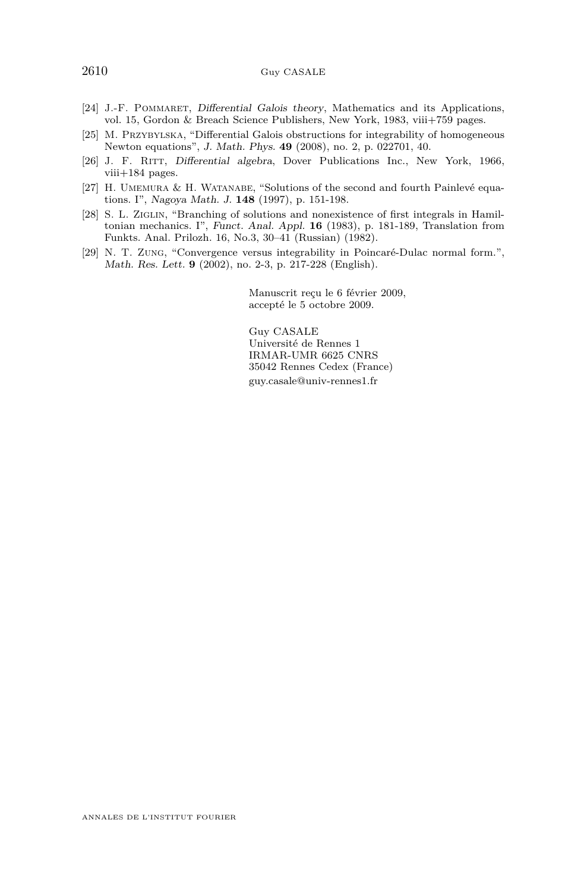[24] J.-F. Pommaret, *Differential Galois theory*, Mathematics and its Applications, vol. 15, Gordon & Breach Science Publishers, New York, 1983, viii+759 pages.

[25] M. Przybylska, "Differential Galois obstructions for integrability of homogeneous Newton equations", *J. Math. Phys.* **49** (2008), no. 2, p. 022701, 40.

[26] J. F. Ritt, *Differential algebra*, Dover Publications Inc., New York, 1966, viii+184 pages.

[27] H. Umemura & H. Watanabe, "Solutions of the second and fourth Painlevé equations. I", *Nagoya Math. J.* **148** (1997), p. 151-198.

[28] S. L. Ziglin, "Branching of solutions and nonexistence of first integrals in Hamiltonian mechanics. I", *Funct. Anal. Appl.* **16** (1983), p. 181-189, Translation from Funkts. Anal. Prilozh. 16, No.3, 30–41 (Russian) (1982).

[29] N. T. Zung, "Convergence versus integrability in Poincaré-Dulac normal form.", *Math. Res. Lett.* **9** (2002), no. 2-3, p. 217-228 (English).

Manuscrit reçu le 6 février 2009,
accepté le 5 octobre 2009.

Guy CASALE
Université de Rennes 1
IRMAR-UMR 6625 CNRS
35042 Rennes Cedex (France)
guy.casale@univ-rennes1.fr